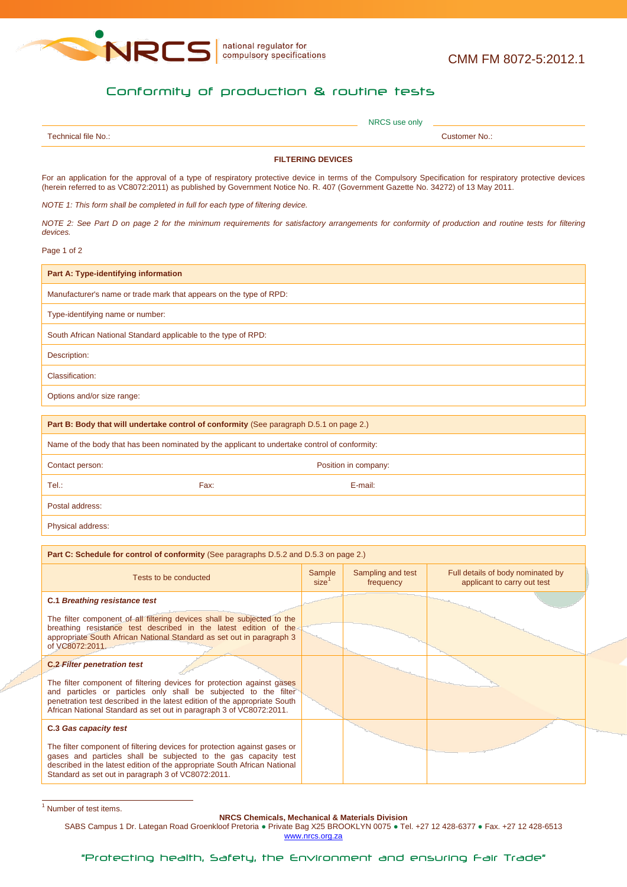CMM FM 8072-5:2012.1

# Conformity of production & routine tests

NRCS use only

| Technical file No.: | Customer No.: |
|---|---|

**FILTERING DEVICES**

For an application for the approval of a type of respiratory protective device in terms of the Compulsory Specification for respiratory protective devices (herein referred to as VC8072:2011) as published by Government Notice No. R. 407 (Government Gazette No. 34272) of 13 May 2011.

*NOTE 1: This form shall be completed in full for each type of filtering device.*

*NOTE 2: See Part D on page 2 for the minimum requirements for satisfactory arrangements for conformity of production and routine tests for filtering devices.*

Page 1 of 2

| **Part A: Type-identifying information** |
|---|
| Manufacturer's name or trade mark that appears on the type of RPD: |
| Type-identifying name or number: |
| South African National Standard applicable to the type of RPD: |
| Description: |
| Classification: |
| Options and/or size range: |

| **Part B: Body that will undertake control of conformity** (See paragraph D.5.1 on page 2.) | | |
|---|---|---|
| Name of the body that has been nominated by the applicant to undertake control of conformity: | | |
| Contact person: | | Position in company: |
| Tel.: | Fax: | E-mail: |
| Postal address: | | |
| Physical address: | | |

**Part C: Schedule for control of conformity** (See paragraphs D.5.2 and D.5.3 on page 2.)

| Tests to be conducted | Sample size[1] | Sampling and test frequency | Full details of body nominated by applicant to carry out test |
|---|---|---|---|
| **C.1** ***Breathing resistance test*** <br><br> The filter component of all filtering devices shall be subjected to the breathing resistance test described in the latest edition of the appropriate South African National Standard as set out in paragraph 3 of VC8072:2011. | | | |
| **C.2** ***Filter penetration test*** <br><br> The filter component of filtering devices for protection against gases and particles or particles only shall be subjected to the filter penetration test described in the latest edition of the appropriate South African National Standard as set out in paragraph 3 of VC8072:2011. | | | |
| **C.3** ***Gas capacity test*** <br><br> The filter component of filtering devices for protection against gases or gases and particles shall be subjected to the gas capacity test described in the latest edition of the appropriate South African National Standard as set out in paragraph 3 of VC8072:2011. | | | |

[1] Number of test items.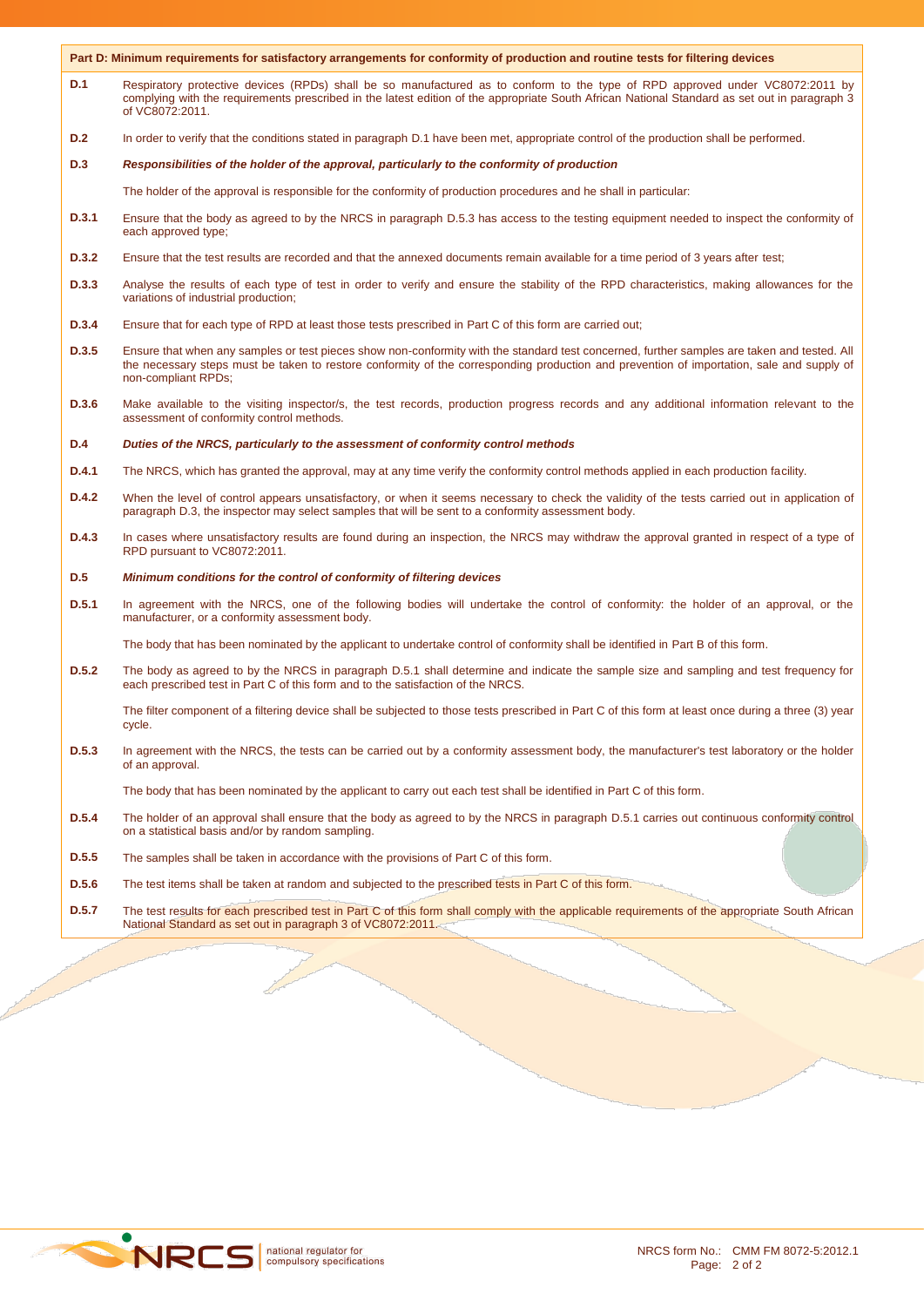**Part D: Minimum requirements for satisfactory arrangements for conformity of production and routine tests for filtering devices**

**D.1** Respiratory protective devices (RPDs) shall be so manufactured as to conform to the type of RPD approved under VC8072:2011 by complying with the requirements prescribed in the latest edition of the appropriate South African National Standard as set out in paragraph 3 of VC8072:2011.

**D.2** In order to verify that the conditions stated in paragraph D.1 have been met, appropriate control of the production shall be performed.

**D.3** ***Responsibilities of the holder of the approval, particularly to the conformity of production***

The holder of the approval is responsible for the conformity of production procedures and he shall in particular:

**D.3.1** Ensure that the body as agreed to by the NRCS in paragraph D.5.3 has access to the testing equipment needed to inspect the conformity of each approved type;

**D.3.2** Ensure that the test results are recorded and that the annexed documents remain available for a time period of 3 years after test;

**D.3.3** Analyse the results of each type of test in order to verify and ensure the stability of the RPD characteristics, making allowances for the variations of industrial production;

**D.3.4** Ensure that for each type of RPD at least those tests prescribed in Part C of this form are carried out;

**D.3.5** Ensure that when any samples or test pieces show non-conformity with the standard test concerned, further samples are taken and tested. All the necessary steps must be taken to restore conformity of the corresponding production and prevention of importation, sale and supply of non-compliant RPDs;

**D.3.6** Make available to the visiting inspector/s, the test records, production progress records and any additional information relevant to the assessment of conformity control methods.

**D.4** ***Duties of the NRCS, particularly to the assessment of conformity control methods***

**D.4.1** The NRCS, which has granted the approval, may at any time verify the conformity control methods applied in each production facility.

**D.4.2** When the level of control appears unsatisfactory, or when it seems necessary to check the validity of the tests carried out in application of paragraph D.3, the inspector may select samples that will be sent to a conformity assessment body.

**D.4.3** In cases where unsatisfactory results are found during an inspection, the NRCS may withdraw the approval granted in respect of a type of RPD pursuant to VC8072:2011.

**D.5** ***Minimum conditions for the control of conformity of filtering devices***

**D.5.1** In agreement with the NRCS, one of the following bodies will undertake the control of conformity: the holder of an approval, or the manufacturer, or a conformity assessment body.

The body that has been nominated by the applicant to undertake control of conformity shall be identified in Part B of this form.

**D.5.2** The body as agreed to by the NRCS in paragraph D.5.1 shall determine and indicate the sample size and sampling and test frequency for each prescribed test in Part C of this form and to the satisfaction of the NRCS.

The filter component of a filtering device shall be subjected to those tests prescribed in Part C of this form at least once during a three (3) year cycle.

**D.5.3** In agreement with the NRCS, the tests can be carried out by a conformity assessment body, the manufacturer's test laboratory or the holder of an approval.

The body that has been nominated by the applicant to carry out each test shall be identified in Part C of this form.

**D.5.4** The holder of an approval shall ensure that the body as agreed to by the NRCS in paragraph D.5.1 carries out continuous conformity control on a statistical basis and/or by random sampling.

**D.5.5** The samples shall be taken in accordance with the provisions of Part C of this form.

**D.5.6** The test items shall be taken at random and subjected to the prescribed tests in Part C of this form.

**D.5.7** The test results for each prescribed test in Part C of this form shall comply with the applicable requirements of the appropriate South African National Standard as set out in paragraph 3 of VC8072:2011.